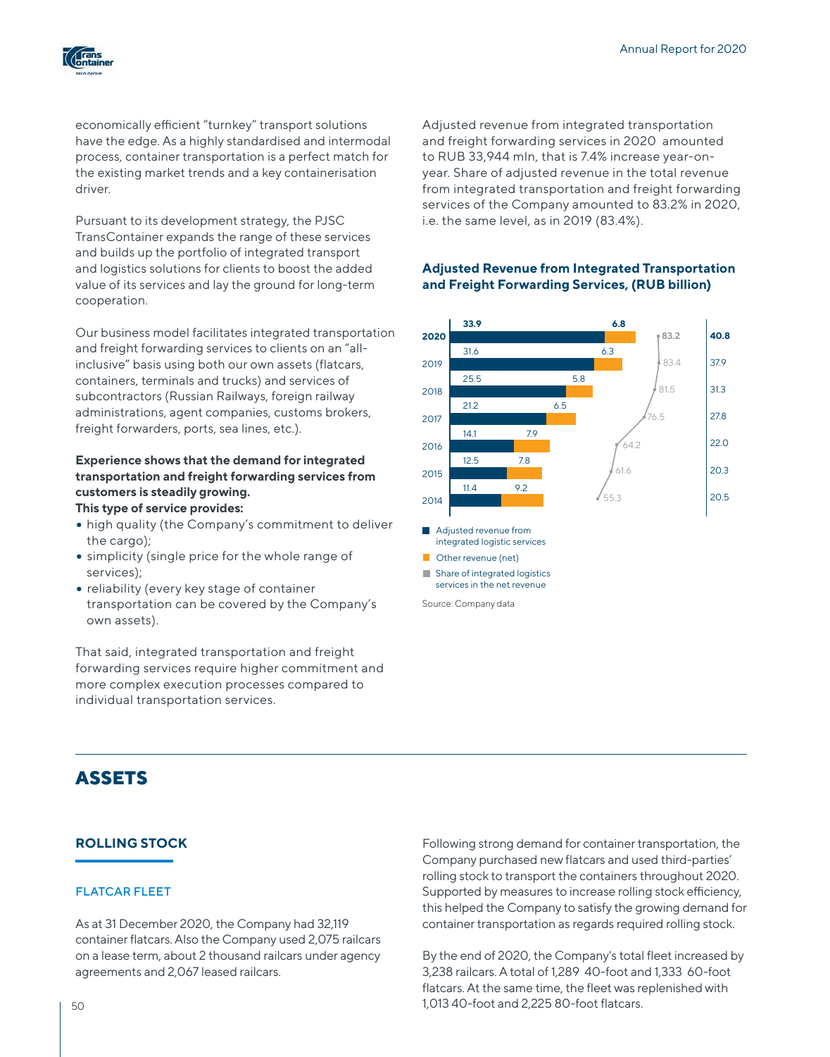economically efficient "turnkey" transport solutions have the edge. As a highly standardised and intermodal process, container transportation is a perfect match for the existing market trends and a key containerisation driver.

Pursuant to its development strategy, the PJSC TransContainer expands the range of these services and builds up the portfolio of integrated transport and logistics solutions for clients to boost the added value of its services and lay the ground for long-term cooperation.

Our business model facilitates integrated transportation and freight forwarding services to clients on an "all-inclusive" basis using both our own assets (flatcars, containers, terminals and trucks) and services of subcontractors (Russian Railways, foreign railway administrations, agent companies, customs brokers, freight forwarders, ports, sea lines, etc.).

**Experience shows that the demand for integrated transportation and freight forwarding services from customers is steadily growing.**
**This type of service provides:**

- high quality (the Company's commitment to deliver the cargo);
- simplicity (single price for the whole range of services);
- reliability (every key stage of container transportation can be covered by the Company's own assets).

That said, integrated transportation and freight forwarding services require higher commitment and more complex execution processes compared to individual transportation services.

Adjusted revenue from integrated transportation and freight forwarding services in 2020 amounted to RUB 33,944 mln, that is 7.4% increase year-on-year. Share of adjusted revenue in the total revenue from integrated transportation and freight forwarding services of the Company amounted to 83.2% in 2020, i.e. the same level, as in 2019 (83.4%).

**Adjusted Revenue from Integrated Transportation and Freight Forwarding Services, (RUB billion)**

| Year | Adjusted revenue from integrated logistic services | Other revenue (net) | Share of integrated logistics services in the net revenue | Total |
|---|---|---|---|---|
| 2020 | 33.9 | 6.8 | 83.2 | 40.8 |
| 2019 | 31.6 | 6.3 | 83.4 | 37.9 |
| 2018 | 25.5 | 5.8 | 81.5 | 31.3 |
| 2017 | 21.2 | 6.5 | 76.5 | 27.8 |
| 2016 | 14.1 | 7.9 | 64.2 | 22.0 |
| 2015 | 12.5 | 7.8 | 61.6 | 20.3 |
| 2014 | 11.4 | 9.2 | 55.3 | 20.5 |

Source: Company data

# ASSETS

## ROLLING STOCK

### FLATCAR FLEET

As at 31 December 2020, the Company had 32,119 container flatcars. Also the Company used 2,075 railcars on a lease term, about 2 thousand railcars under agency agreements and 2,067 leased railcars.

Following strong demand for container transportation, the Company purchased new flatcars and used third-parties' rolling stock to transport the containers throughout 2020. Supported by measures to increase rolling stock efficiency, this helped the Company to satisfy the growing demand for container transportation as regards required rolling stock.

By the end of 2020, the Company's total fleet increased by 3,238 railcars. A total of 1,289 40-foot and 1,333 60-foot flatcars. At the same time, the fleet was replenished with 1,013 40-foot and 2,225 80-foot flatcars.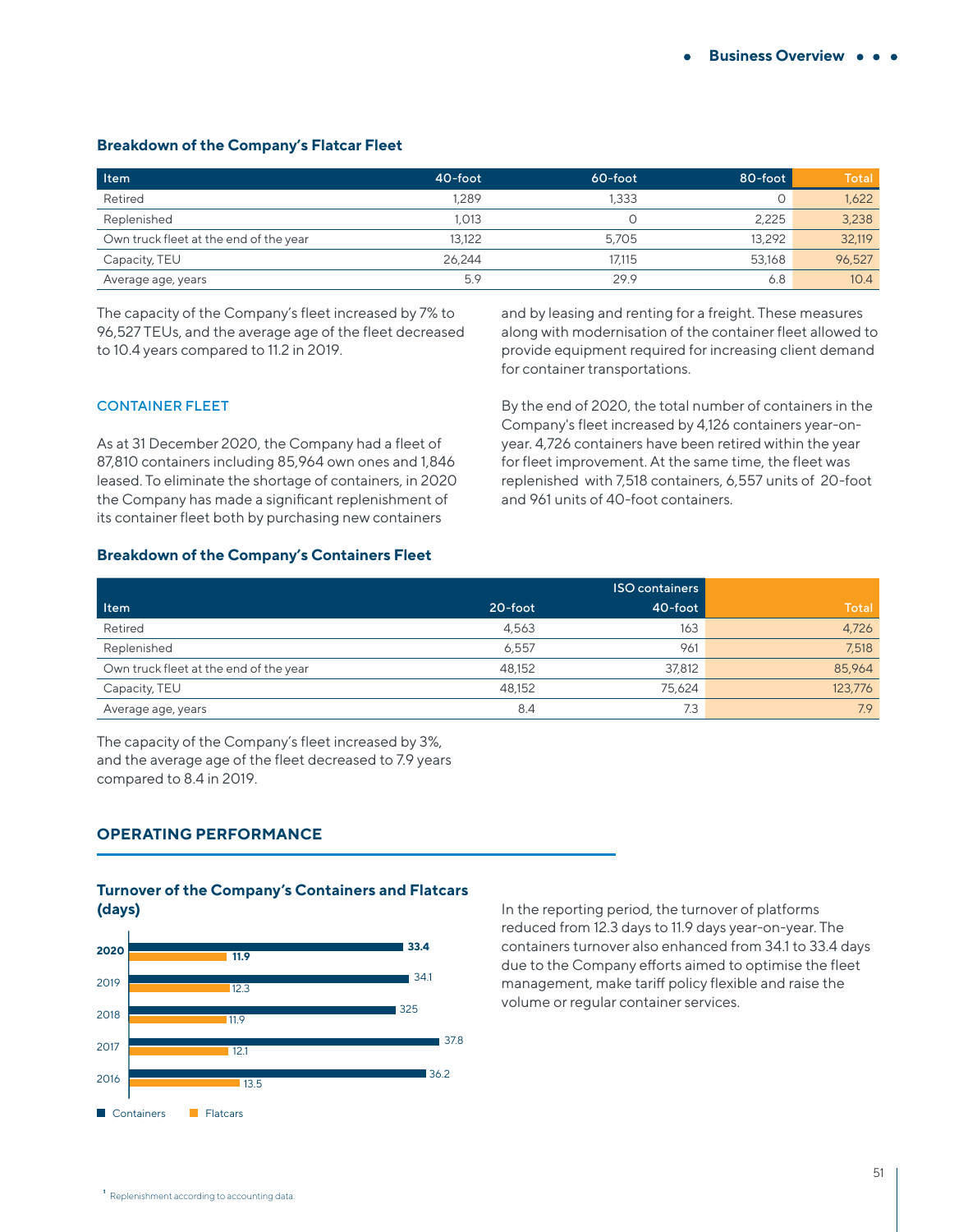### Breakdown of the Company's Flatcar Fleet

| Item | 40-foot | 60-foot | 80-foot | Total |
|---|---|---|---|---|
| Retired | 1,289 | 1,333 | 0 | 1,622 |
| Replenished | 1,013 | 0 | 2,225 | 3,238 |
| Own truck fleet at the end of the year | 13,122 | 5,705 | 13,292 | 32,119 |
| Capacity, TEU | 26,244 | 17,115 | 53,168 | 96,527 |
| Average age, years | 5.9 | 29.9 | 6.8 | 10.4 |

The capacity of the Company's fleet increased by 7% to 96,527 TEUs, and the average age of the fleet decreased to 10.4 years compared to 11.2 in 2019.

### CONTAINER FLEET

As at 31 December 2020, the Company had a fleet of 87,810 containers including 85,964 own ones and 1,846 leased. To eliminate the shortage of containers, in 2020 the Company has made a significant replenishment of its container fleet both by purchasing new containers and by leasing and renting for a freight. These measures along with modernisation of the container fleet allowed to provide equipment required for increasing client demand for container transportations.

By the end of 2020, the total number of containers in the Company's fleet increased by 4,126 containers year-on-year. 4,726 containers have been retired within the year for fleet improvement. At the same time, the fleet was replenished with 7,518 containers, 6,557 units of 20-foot and 961 units of 40-foot containers.

### Breakdown of the Company's Containers Fleet

| | ISO containers | | |
|---|---|---|---|
| Item | 20-foot | 40-foot | Total |
| Retired | 4,563 | 163 | 4,726 |
| Replenished | 6,557 | 961 | 7,518 |
| Own truck fleet at the end of the year | 48,152 | 37,812 | 85,964 |
| Capacity, TEU | 48,152 | 75,624 | 123,776 |
| Average age, years | 8.4 | 7.3 | 7.9 |

The capacity of the Company's fleet increased by 3%, and the average age of the fleet decreased to 7.9 years compared to 8.4 in 2019.

## OPERATING PERFORMANCE

### Turnover of the Company's Containers and Flatcars (days)

| Year | Containers | Flatcars |
|---|---|---|
| 2020 | 33.4 | 11.9 |
| 2019 | 34.1 | 12.3 |
| 2018 | 325 | 11.9 |
| 2017 | 37.8 | 12.1 |
| 2016 | 36.2 | 13.5 |

In the reporting period, the turnover of platforms reduced from 12.3 days to 11.9 days year-on-year. The containers turnover also enhanced from 34.1 to 33.4 days due to the Company efforts aimed to optimise the fleet management, make tariff policy flexible and raise the volume or regular container services.

[1] Replenishment according to accounting data.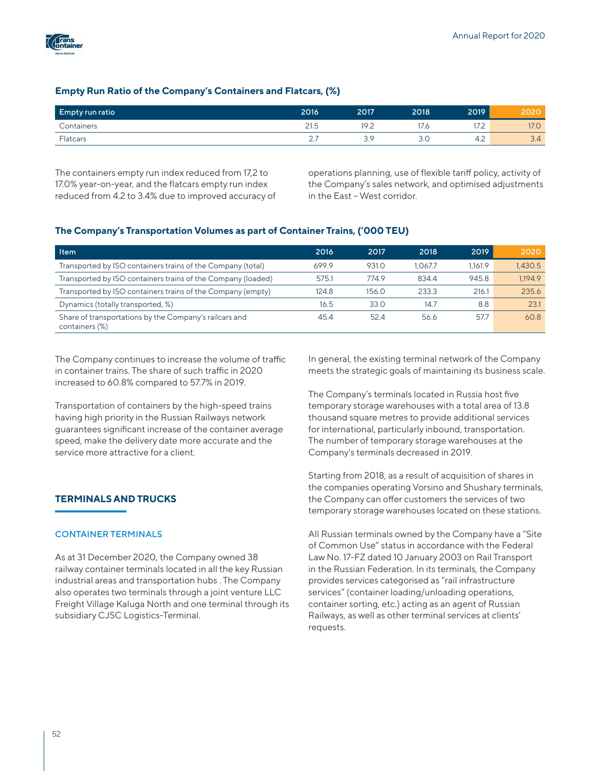### Empty Run Ratio of the Company's Containers and Flatcars, (%)

| Empty run ratio | 2016 | 2017 | 2018 | 2019 | 2020 |
|---|---|---|---|---|---|
| Containers | 21.5 | 19.2 | 17.6 | 17.2 | 17.0 |
| Flatcars | 2.7 | 3.9 | 3.0 | 4.2 | 3.4 |

The containers empty run index reduced from 17,2 to 17.0% year-on-year, and the flatcars empty run index reduced from 4.2 to 3.4% due to improved accuracy of operations planning, use of flexible tariff policy, activity of the Company's sales network, and optimised adjustments in the East – West corridor.

### The Company's Transportation Volumes as part of Container Trains, ('000 TEU)

| Item | 2016 | 2017 | 2018 | 2019 | 2020 |
|---|---|---|---|---|---|
| Transported by ISO containers trains of the Company (total) | 699.9 | 931.0 | 1,067.7 | 1,161.9 | 1,430.5 |
| Transported by ISO containers trains of the Company (loaded) | 575.1 | 774.9 | 834.4 | 945.8 | 1,194.9 |
| Transported by ISO containers trains of the Company (empty) | 124.8 | 156.0 | 233.3 | 216.1 | 235.6 |
| Dynamics (totally transported, %) | 16.5 | 33.0 | 14.7 | 8.8 | 23.1 |
| Share of transportations by the Company's railcars and containers (%) | 45.4 | 52.4 | 56.6 | 57.7 | 60.8 |

The Company continues to increase the volume of traffic in container trains. The share of such traffic in 2020 increased to 60.8% compared to 57.7% in 2019.

Transportation of containers by the high-speed trains having high priority in the Russian Railways network guarantees significant increase of the container average speed, make the delivery date more accurate and the service more attractive for a client.

## TERMINALS AND TRUCKS

### CONTAINER TERMINALS

As at 31 December 2020, the Company owned 38 railway container terminals located in all the key Russian industrial areas and transportation hubs . The Company also operates two terminals through a joint venture LLC Freight Village Kaluga North and one terminal through its subsidiary CJSC Logistics-Terminal.

In general, the existing terminal network of the Company meets the strategic goals of maintaining its business scale.

The Company's terminals located in Russia host five temporary storage warehouses with a total area of 13.8 thousand square metres to provide additional services for international, particularly inbound, transportation. The number of temporary storage warehouses at the Company's terminals decreased in 2019.

Starting from 2018, as a result of acquisition of shares in the companies operating Vorsino and Shushary terminals, the Company can offer customers the services of two temporary storage warehouses located on these stations.

All Russian terminals owned by the Company have a "Site of Common Use" status in accordance with the Federal Law No. 17-FZ dated 10 January 2003 on Rail Transport in the Russian Federation. In its terminals, the Company provides services categorised as "rail infrastructure services" (container loading/unloading operations, container sorting, etc.) acting as an agent of Russian Railways, as well as other terminal services at clients' requests.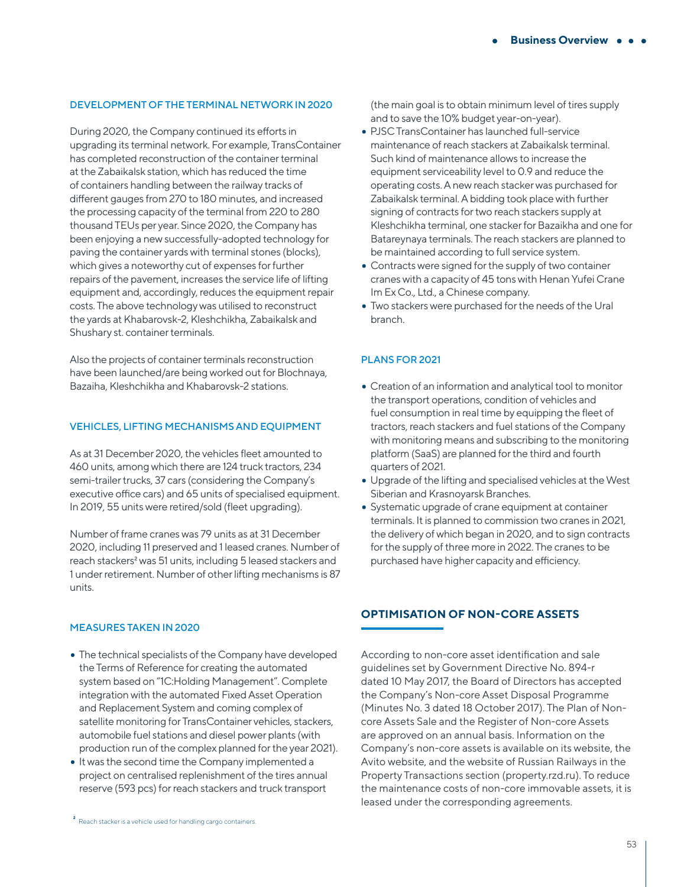### DEVELOPMENT OF THE TERMINAL NETWORK IN 2020

During 2020, the Company continued its efforts in upgrading its terminal network. For example, TransContainer has completed reconstruction of the container terminal at the Zabaikalsk station, which has reduced the time of containers handling between the railway tracks of different gauges from 270 to 180 minutes, and increased the processing capacity of the terminal from 220 to 280 thousand TEUs per year. Since 2020, the Company has been enjoying a new successfully-adopted technology for paving the container yards with terminal stones (blocks), which gives a noteworthy cut of expenses for further repairs of the pavement, increases the service life of lifting equipment and, accordingly, reduces the equipment repair costs. The above technology was utilised to reconstruct the yards at Khabarovsk-2, Kleshchikha, Zabaikalsk and Shushary st. container terminals.

Also the projects of container terminals reconstruction have been launched/are being worked out for Blochnaya, Bazaiha, Kleshchikha and Khabarovsk-2 stations.

### VEHICLES, LIFTING MECHANISMS AND EQUIPMENT

As at 31 December 2020, the vehicles fleet amounted to 460 units, among which there are 124 truck tractors, 234 semi-trailer trucks, 37 cars (considering the Company's executive office cars) and 65 units of specialised equipment. In 2019, 55 units were retired/sold (fleet upgrading).

Number of frame cranes was 79 units as at 31 December 2020, including 11 preserved and 1 leased cranes. Number of reach stackers[2] was 51 units, including 5 leased stackers and 1 under retirement. Number of other lifting mechanisms is 87 units.

### MEASURES TAKEN IN 2020

- The technical specialists of the Company have developed the Terms of Reference for creating the automated system based on "1C:Holding Management". Complete integration with the automated Fixed Asset Operation and Replacement System and coming complex of satellite monitoring for TransContainer vehicles, stackers, automobile fuel stations and diesel power plants (with production run of the complex planned for the year 2021).
- It was the second time the Company implemented a project on centralised replenishment of the tires annual reserve (593 pcs) for reach stackers and truck transport (the main goal is to obtain minimum level of tires supply and to save the 10% budget year-on-year).
- PJSC TransContainer has launched full-service maintenance of reach stackers at Zabaikalsk terminal. Such kind of maintenance allows to increase the equipment serviceability level to 0.9 and reduce the operating costs. A new reach stacker was purchased for Zabaikalsk terminal. A bidding took place with further signing of contracts for two reach stackers supply at Kleshchikha terminal, one stacker for Bazaikha and one for Batareynaya terminals. The reach stackers are planned to be maintained according to full service system.
- Contracts were signed for the supply of two container cranes with a capacity of 45 tons with Henan Yufei Crane Im Ex Co., Ltd., a Chinese company.
- Two stackers were purchased for the needs of the Ural branch.

### PLANS FOR 2021

- Creation of an information and analytical tool to monitor the transport operations, condition of vehicles and fuel consumption in real time by equipping the fleet of tractors, reach stackers and fuel stations of the Company with monitoring means and subscribing to the monitoring platform (SaaS) are planned for the third and fourth quarters of 2021.
- Upgrade of the lifting and specialised vehicles at the West Siberian and Krasnoyarsk Branches.
- Systematic upgrade of crane equipment at container terminals. It is planned to commission two cranes in 2021, the delivery of which began in 2020, and to sign contracts for the supply of three more in 2022. The cranes to be purchased have higher capacity and efficiency.

## OPTIMISATION OF NON-CORE ASSETS

According to non-core asset identification and sale guidelines set by Government Directive No. 894-r dated 10 May 2017, the Board of Directors has accepted the Company's Non-core Asset Disposal Programme (Minutes No. 3 dated 18 October 2017). The Plan of Non-core Assets Sale and the Register of Non-core Assets are approved on an annual basis. Information on the Company's non-core assets is available on its website, the Avito website, and the website of Russian Railways in the Property Transactions section (property.rzd.ru). To reduce the maintenance costs of non-core immovable assets, it is leased under the corresponding agreements.

[2] Reach stacker is a vehicle used for handling cargo containers.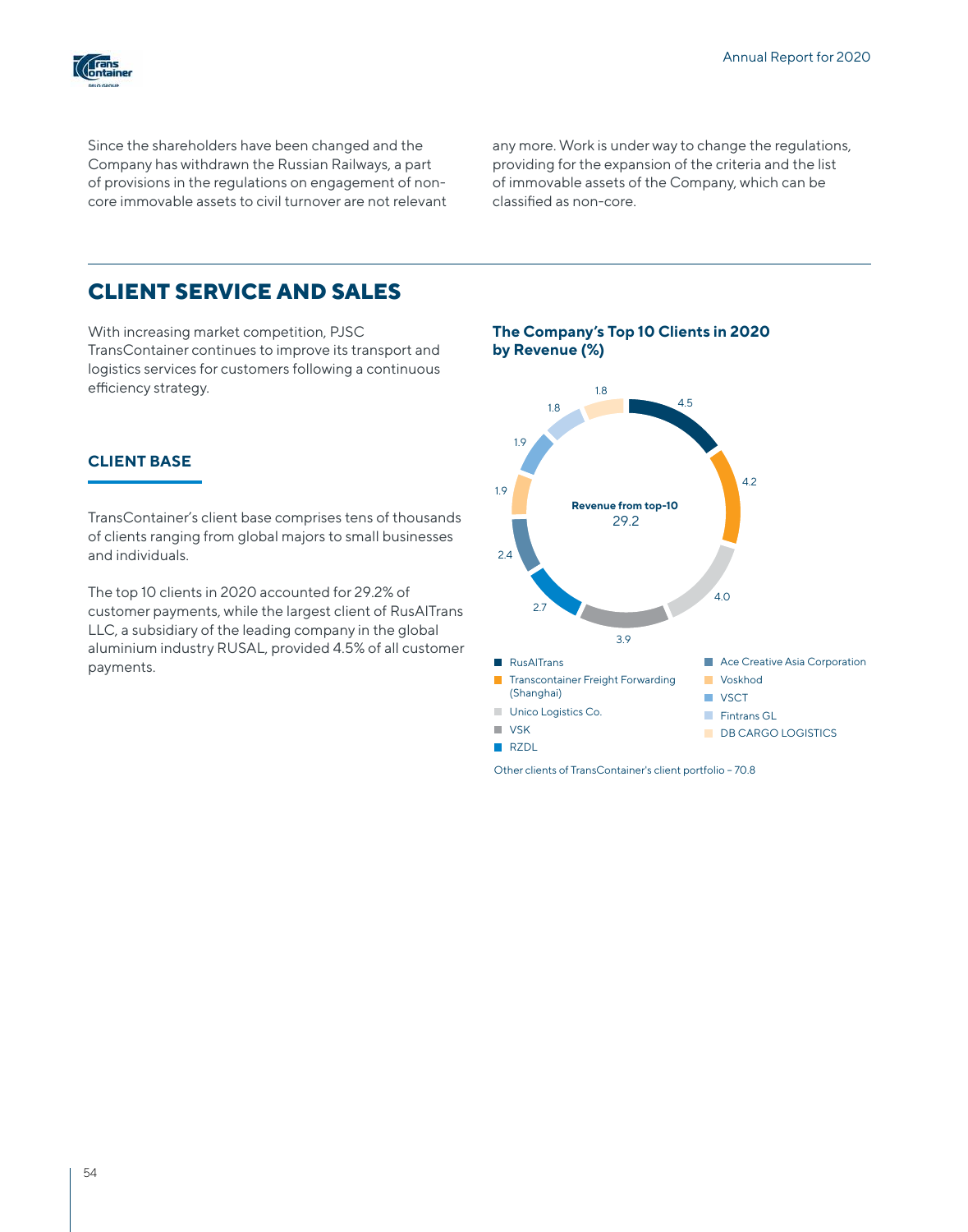Since the shareholders have been changed and the Company has withdrawn the Russian Railways, a part of provisions in the regulations on engagement of non-core immovable assets to civil turnover are not relevant any more. Work is under way to change the regulations, providing for the expansion of the criteria and the list of immovable assets of the Company, which can be classified as non-core.

## CLIENT SERVICE AND SALES

With increasing market competition, PJSC TransContainer continues to improve its transport and logistics services for customers following a continuous efficiency strategy.

### CLIENT BASE

TransContainer's client base comprises tens of thousands of clients ranging from global majors to small businesses and individuals.

The top 10 clients in 2020 accounted for 29.2% of customer payments, while the largest client of RusAlTrans LLC, a subsidiary of the leading company in the global aluminium industry RUSAL, provided 4.5% of all customer payments.

**The Company's Top 10 Clients in 2020 by Revenue (%)**

Revenue from top-10
29.2

4.5
4.2
4.0
3.9
2.7
2.4
1.9
1.9
1.8
1.8

RusAlTrans
Transcontainer Freight Forwarding (Shanghai)
Unico Logistics Co.
VSK
RZDL
Ace Creative Asia Corporation
Voskhod
VSCT
Fintrans GL
DB CARGO LOGISTICS

Other clients of TransContainer's client portfolio – 70.8